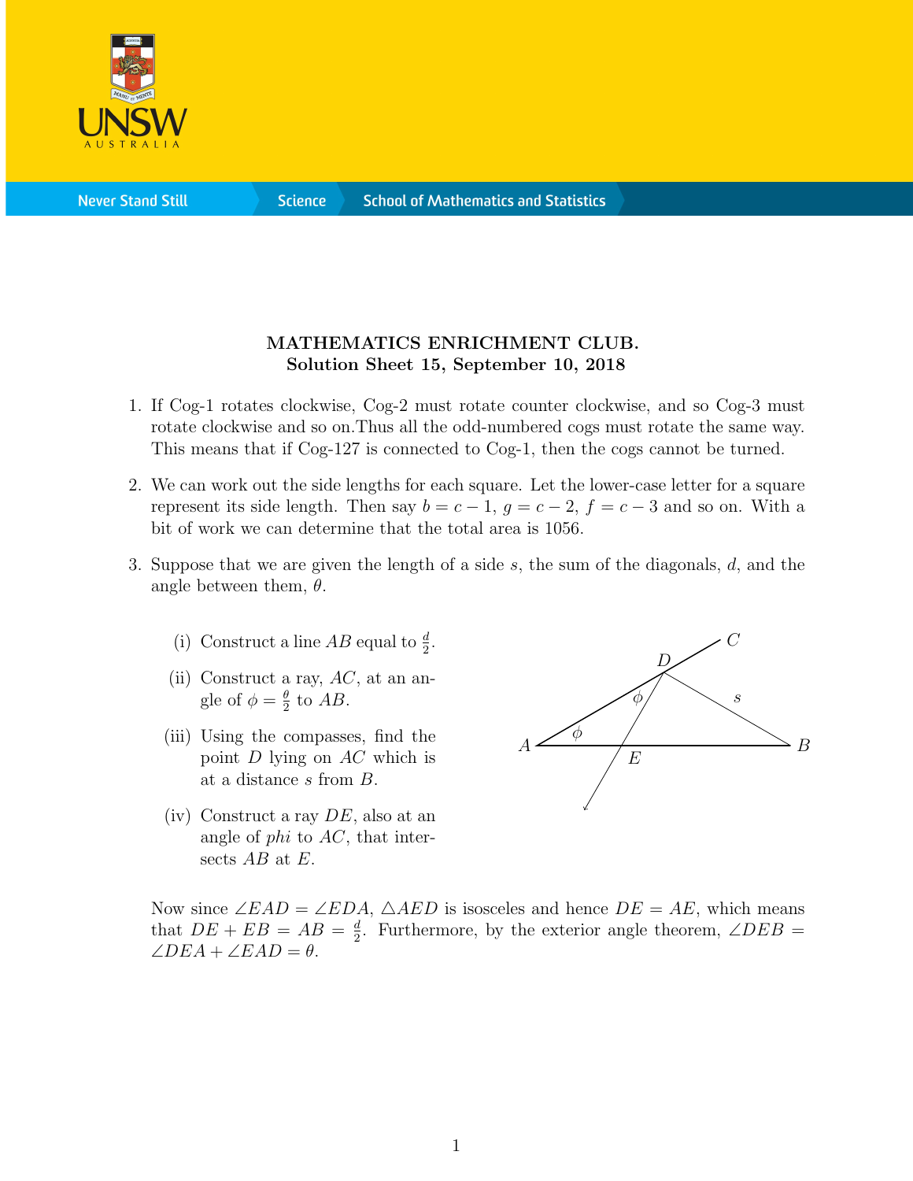**MATHEMATICS ENRICHMENT CLUB.**
**Solution Sheet 15, September 10, 2018**

1. If Cog-1 rotates clockwise, Cog-2 must rotate counter clockwise, and so Cog-3 must rotate clockwise and so on.Thus all the odd-numbered cogs must rotate the same way. This means that if Cog-127 is connected to Cog-1, then the cogs cannot be turned.

2. We can work out the side lengths for each square. Let the lower-case letter for a square represent its side length. Then say $b = c - 1$, $g = c - 2$, $f = c - 3$ and so on. With a bit of work we can determine that the total area is 1056.

3. Suppose that we are given the length of a side $s$, the sum of the diagonals, $d$, and the angle between them, $\theta$.

   (i) Construct a line $AB$ equal to $\frac{d}{2}$.

   (ii) Construct a ray, $AC$, at an angle of $\phi = \frac{\theta}{2}$ to $AB$.

   (iii) Using the compasses, find the point $D$ lying on $AC$ which is at a distance $s$ from $B$.

   (iv) Construct a ray $DE$, also at an angle of *phi* to $AC$, that intersects $AB$ at $E$.

   Now since $\angle EAD = \angle EDA$, $\triangle AED$ is isosceles and hence $DE = AE$, which means that $DE + EB = AB = \frac{d}{2}$. Furthermore, by the exterior angle theorem, $\angle DEB = \angle DEA + \angle EAD = \theta$.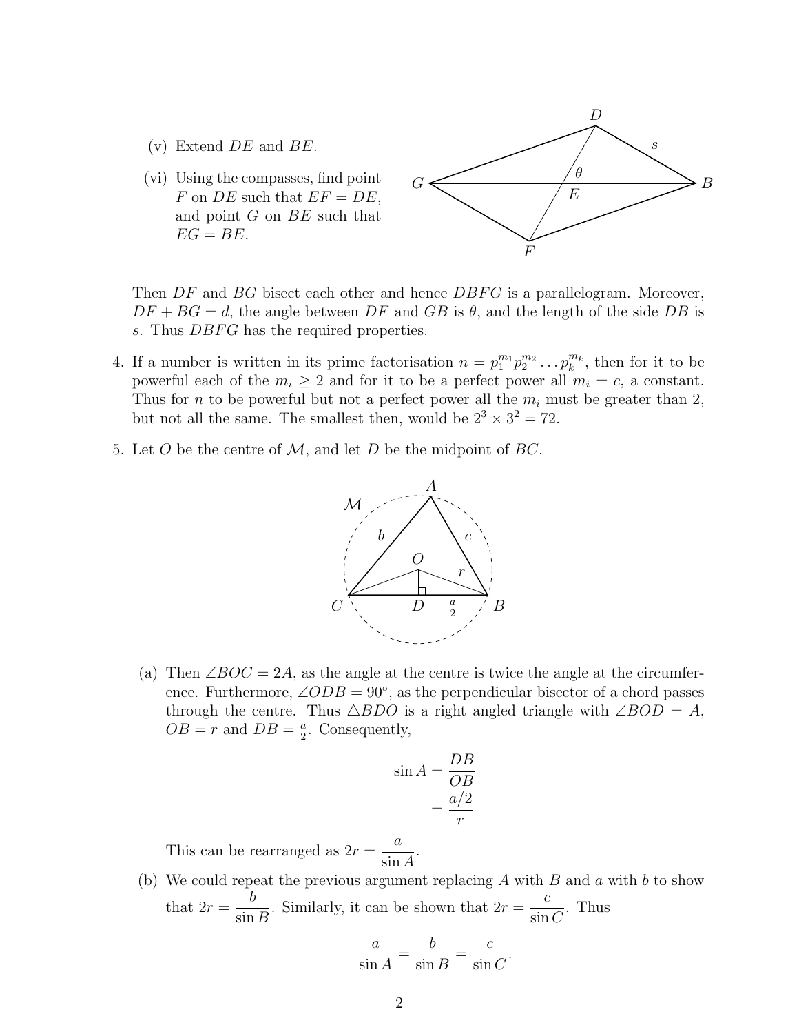(v) Extend $DE$ and $BE$.

(vi) Using the compasses, find point $F$ on $DE$ such that $EF = DE$, and point $G$ on $BE$ such that $EG = BE$.

Then $DF$ and $BG$ bisect each other and hence $DBFG$ is a parallelogram. Moreover, $DF + BG = d$, the angle between $DF$ and $GB$ is $\theta$, and the length of the side $DB$ is $s$. Thus $DBFG$ has the required properties.

4. If a number is written in its prime factorisation $n = p_1^{m_1} p_2^{m_2} \ldots p_k^{m_k}$, then for it to be powerful each of the $m_i \geq 2$ and for it to be a perfect power all $m_i = c$, a constant. Thus for $n$ to be powerful but not a perfect power all the $m_i$ must be greater than 2, but not all the same. The smallest then, would be $2^3 \times 3^2 = 72$.

5. Let $O$ be the centre of $\mathcal{M}$, and let $D$ be the midpoint of $BC$.

(a) Then $\angle BOC = 2A$, as the angle at the centre is twice the angle at the circumference. Furthermore, $\angle ODB = 90°$, as the perpendicular bisector of a chord passes through the centre. Thus $\triangle BDO$ is a right angled triangle with $\angle BOD = A$, $OB = r$ and $DB = \frac{a}{2}$. Consequently,

$$\sin A = \frac{DB}{OB} = \frac{a/2}{r}$$

This can be rearranged as $2r = \dfrac{a}{\sin A}$.

(b) We could repeat the previous argument replacing $A$ with $B$ and $a$ with $b$ to show that $2r = \dfrac{b}{\sin B}$. Similarly, it can be shown that $2r = \dfrac{c}{\sin C}$. Thus

$$\frac{a}{\sin A} = \frac{b}{\sin B} = \frac{c}{\sin C}.$$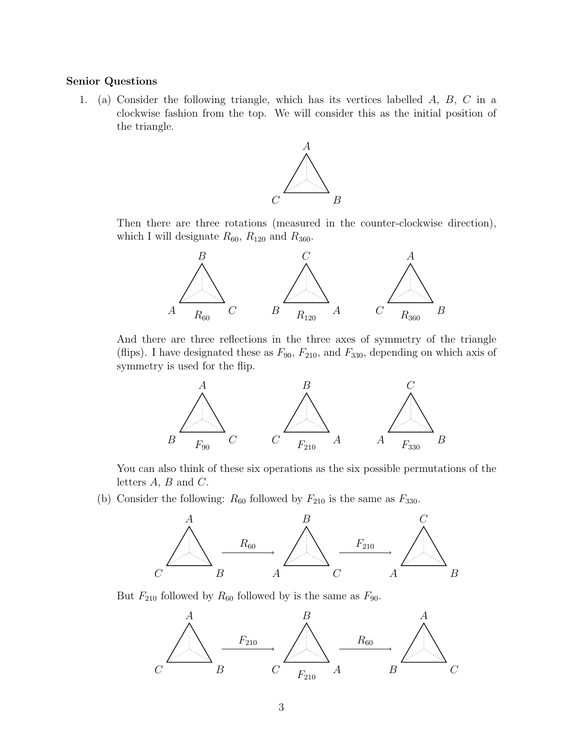**Senior Questions**

1. (a) Consider the following triangle, which has its vertices labelled $A$, $B$, $C$ in a clockwise fashion from the top. We will consider this as the initial position of the triangle.

   Then there are three rotations (measured in the counter-clockwise direction), which I will designate $R_{60}$, $R_{120}$ and $R_{360}$.

   And there are three reflections in the three axes of symmetry of the triangle (flips). I have designated these as $F_{90}$, $F_{210}$, and $F_{330}$, depending on which axis of symmetry is used for the flip.

   You can also think of these six operations as the six possible permutations of the letters $A$, $B$ and $C$.

   (b) Consider the following: $R_{60}$ followed by $F_{210}$ is the same as $F_{330}$.

   But $F_{210}$ followed by $R_{60}$ followed by is the same as $F_{90}$.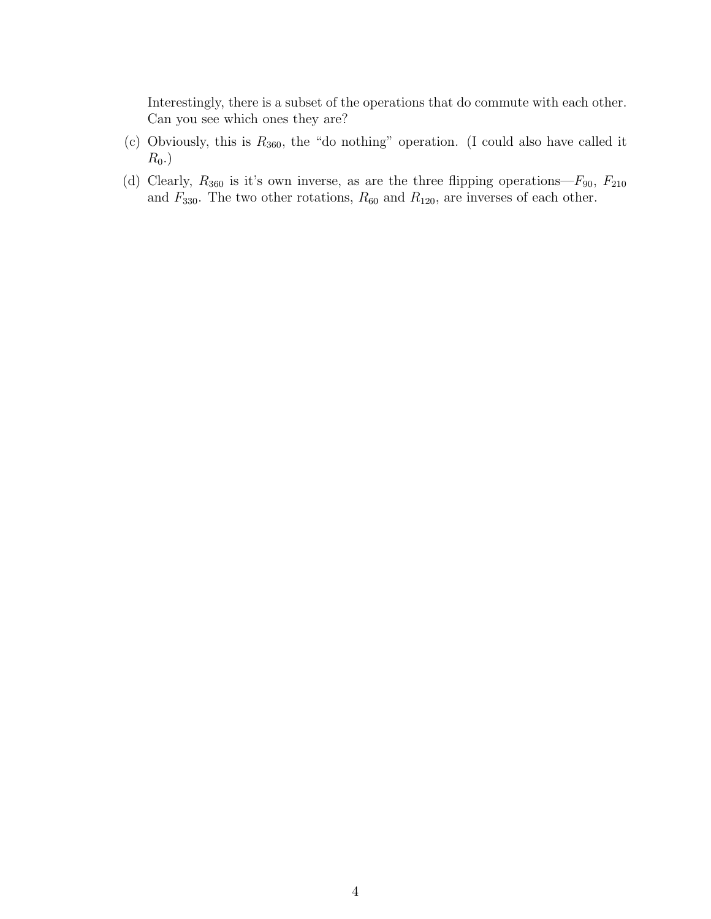Interestingly, there is a subset of the operations that do commute with each other. Can you see which ones they are?

(c) Obviously, this is $R_{360}$, the "do nothing" operation. (I could also have called it $R_0$.)

(d) Clearly, $R_{360}$ is it's own inverse, as are the three flipping operations—$F_{90}$, $F_{210}$ and $F_{330}$. The two other rotations, $R_{60}$ and $R_{120}$, are inverses of each other.